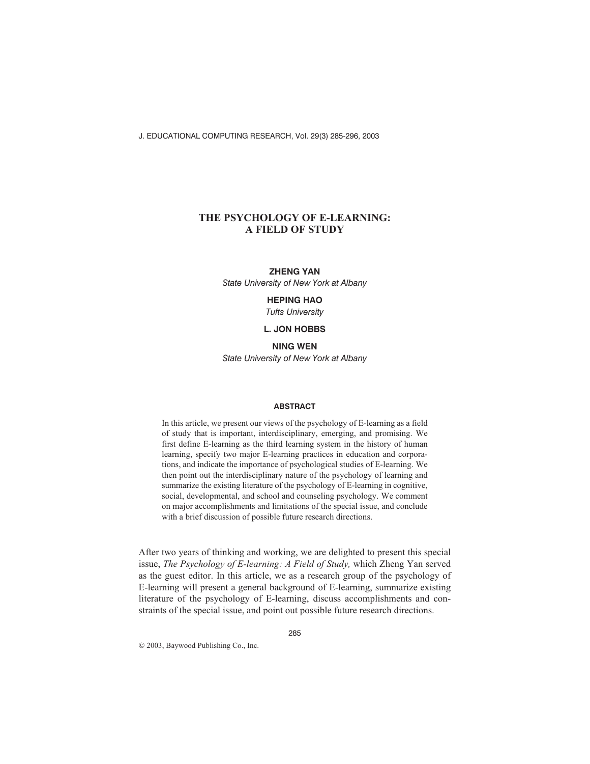# THE PSYCHOLOGY OF E-LEARNING: A FIELD OF STUDY

**ZHENG YAN**

*State University of New York at Albany*

**HEPING HAO**

*Tufts University*

**L. JON HOBBS**

**NING WEN**

*State University of New York at Albany*

## ABSTRACT

In this article, we present our views of the psychology of E-learning as a field of study that is important, interdisciplinary, emerging, and promising. We first define E-learning as the third learning system in the history of human learning, specify two major E-learning practices in education and corporations, and indicate the importance of psychological studies of E-learning. We then point out the interdisciplinary nature of the psychology of learning and summarize the existing literature of the psychology of E-learning in cognitive, social, developmental, and school and counseling psychology. We comment on major accomplishments and limitations of the special issue, and conclude with a brief discussion of possible future research directions.

After two years of thinking and working, we are delighted to present this special issue, *The Psychology of E-learning: A Field of Study,* which Zheng Yan served as the guest editor. In this article, we as a research group of the psychology of E-learning will present a general background of E-learning, summarize existing literature of the psychology of E-learning, discuss accomplishments and constraints of the special issue, and point out possible future research directions.

© 2003, Baywood Publishing Co., Inc.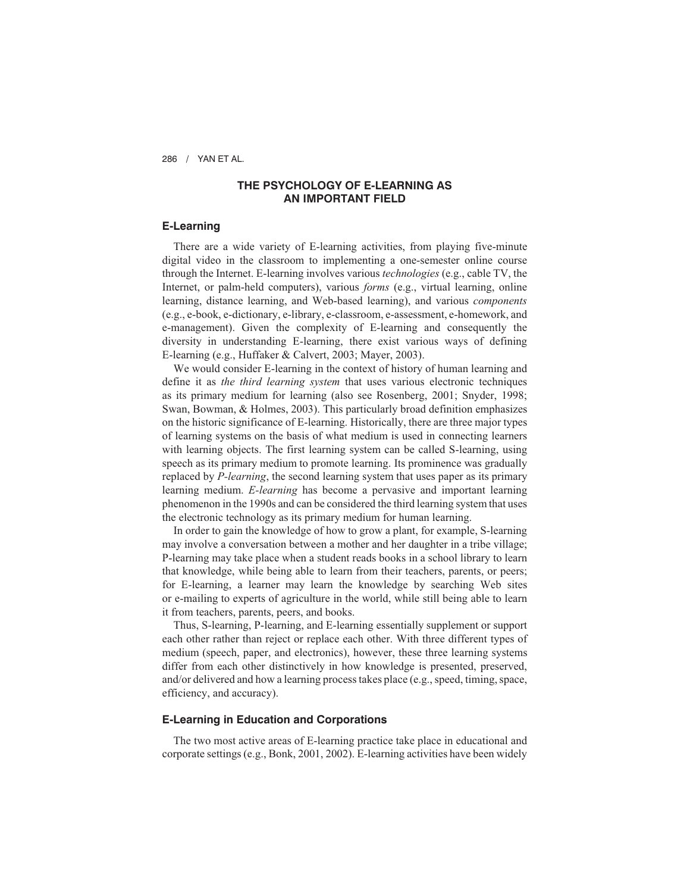## THE PSYCHOLOGY OF E-LEARNING AS AN IMPORTANT FIELD

### E-Learning

There are a wide variety of E-learning activities, from playing five-minute digital video in the classroom to implementing a one-semester online course through the Internet. E-learning involves various *technologies* (e.g., cable TV, the Internet, or palm-held computers), various *forms* (e.g., virtual learning, online learning, distance learning, and Web-based learning), and various *components* (e.g., e-book, e-dictionary, e-library, e-classroom, e-assessment, e-homework, and e-management). Given the complexity of E-learning and consequently the diversity in understanding E-learning, there exist various ways of defining E-learning (e.g., Huffaker & Calvert, 2003; Mayer, 2003).

We would consider E-learning in the context of history of human learning and define it as *the third learning system* that uses various electronic techniques as its primary medium for learning (also see Rosenberg, 2001; Snyder, 1998; Swan, Bowman, & Holmes, 2003). This particularly broad definition emphasizes on the historic significance of E-learning. Historically, there are three major types of learning systems on the basis of what medium is used in connecting learners with learning objects. The first learning system can be called S-learning, using speech as its primary medium to promote learning. Its prominence was gradually replaced by *P-learning*, the second learning system that uses paper as its primary learning medium. *E-learning* has become a pervasive and important learning phenomenon in the 1990s and can be considered the third learning system that uses the electronic technology as its primary medium for human learning.

In order to gain the knowledge of how to grow a plant, for example, S-learning may involve a conversation between a mother and her daughter in a tribe village; P-learning may take place when a student reads books in a school library to learn that knowledge, while being able to learn from their teachers, parents, or peers; for E-learning, a learner may learn the knowledge by searching Web sites or e-mailing to experts of agriculture in the world, while still being able to learn it from teachers, parents, peers, and books.

Thus, S-learning, P-learning, and E-learning essentially supplement or support each other rather than reject or replace each other. With three different types of medium (speech, paper, and electronics), however, these three learning systems differ from each other distinctively in how knowledge is presented, preserved, and/or delivered and how a learning process takes place (e.g., speed, timing, space, efficiency, and accuracy).

### E-Learning in Education and Corporations

The two most active areas of E-learning practice take place in educational and corporate settings (e.g., Bonk, 2001, 2002). E-learning activities have been widely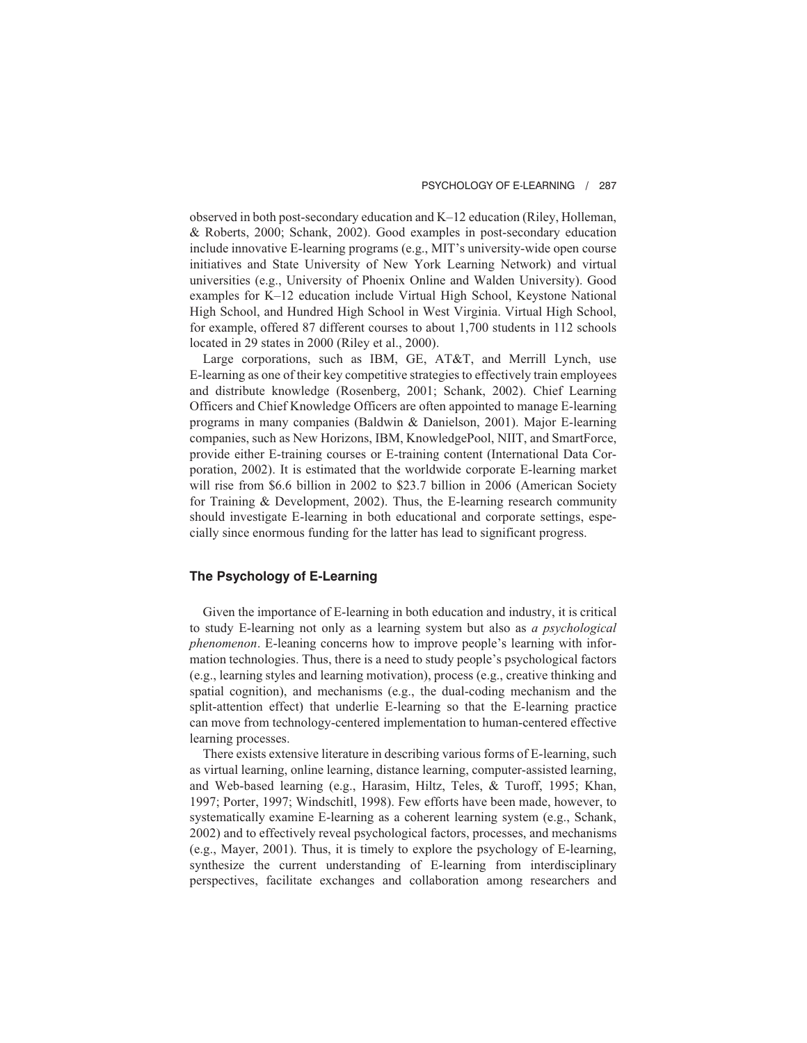observed in both post-secondary education and K–12 education (Riley, Holleman, & Roberts, 2000; Schank, 2002). Good examples in post-secondary education include innovative E-learning programs (e.g., MIT's university-wide open course initiatives and State University of New York Learning Network) and virtual universities (e.g., University of Phoenix Online and Walden University). Good examples for K–12 education include Virtual High School, Keystone National High School, and Hundred High School in West Virginia. Virtual High School, for example, offered 87 different courses to about 1,700 students in 112 schools located in 29 states in 2000 (Riley et al., 2000).

Large corporations, such as IBM, GE, AT&T, and Merrill Lynch, use E-learning as one of their key competitive strategies to effectively train employees and distribute knowledge (Rosenberg, 2001; Schank, 2002). Chief Learning Officers and Chief Knowledge Officers are often appointed to manage E-learning programs in many companies (Baldwin & Danielson, 2001). Major E-learning companies, such as New Horizons, IBM, KnowledgePool, NIIT, and SmartForce, provide either E-training courses or E-training content (International Data Corporation, 2002). It is estimated that the worldwide corporate E-learning market will rise from \$6.6 billion in 2002 to \$23.7 billion in 2006 (American Society for Training & Development, 2002). Thus, the E-learning research community should investigate E-learning in both educational and corporate settings, especially since enormous funding for the latter has lead to significant progress.

## The Psychology of E-Learning

Given the importance of E-learning in both education and industry, it is critical to study E-learning not only as a learning system but also as *a psychological phenomenon*. E-leaning concerns how to improve people's learning with information technologies. Thus, there is a need to study people's psychological factors (e.g., learning styles and learning motivation), process (e.g., creative thinking and spatial cognition), and mechanisms (e.g., the dual-coding mechanism and the split-attention effect) that underlie E-learning so that the E-learning practice can move from technology-centered implementation to human-centered effective learning processes.

There exists extensive literature in describing various forms of E-learning, such as virtual learning, online learning, distance learning, computer-assisted learning, and Web-based learning (e.g., Harasim, Hiltz, Teles, & Turoff, 1995; Khan, 1997; Porter, 1997; Windschitl, 1998). Few efforts have been made, however, to systematically examine E-learning as a coherent learning system (e.g., Schank, 2002) and to effectively reveal psychological factors, processes, and mechanisms (e.g., Mayer, 2001). Thus, it is timely to explore the psychology of E-learning, synthesize the current understanding of E-learning from interdisciplinary perspectives, facilitate exchanges and collaboration among researchers and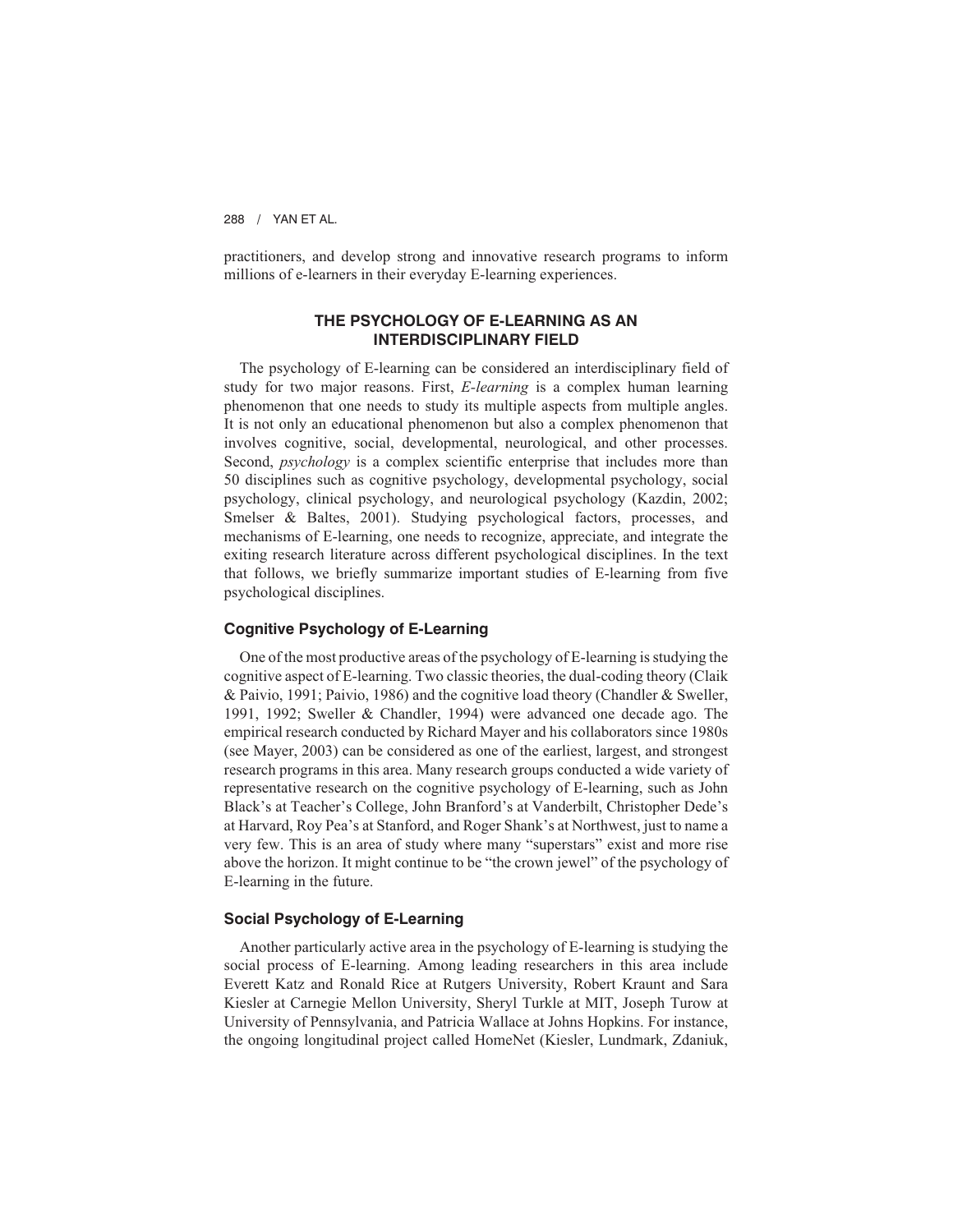practitioners, and develop strong and innovative research programs to inform millions of e-learners in their everyday E-learning experiences.

## THE PSYCHOLOGY OF E-LEARNING AS AN INTERDISCIPLINARY FIELD

The psychology of E-learning can be considered an interdisciplinary field of study for two major reasons. First, *E-learning* is a complex human learning phenomenon that one needs to study its multiple aspects from multiple angles. It is not only an educational phenomenon but also a complex phenomenon that involves cognitive, social, developmental, neurological, and other processes. Second, *psychology* is a complex scientific enterprise that includes more than 50 disciplines such as cognitive psychology, developmental psychology, social psychology, clinical psychology, and neurological psychology (Kazdin, 2002; Smelser & Baltes, 2001). Studying psychological factors, processes, and mechanisms of E-learning, one needs to recognize, appreciate, and integrate the exiting research literature across different psychological disciplines. In the text that follows, we briefly summarize important studies of E-learning from five psychological disciplines.

### Cognitive Psychology of E-Learning

One of the most productive areas of the psychology of E-learning is studying the cognitive aspect of E-learning. Two classic theories, the dual-coding theory (Claik & Paivio, 1991; Paivio, 1986) and the cognitive load theory (Chandler & Sweller, 1991, 1992; Sweller & Chandler, 1994) were advanced one decade ago. The empirical research conducted by Richard Mayer and his collaborators since 1980s (see Mayer, 2003) can be considered as one of the earliest, largest, and strongest research programs in this area. Many research groups conducted a wide variety of representative research on the cognitive psychology of E-learning, such as John Black's at Teacher's College, John Branford's at Vanderbilt, Christopher Dede's at Harvard, Roy Pea's at Stanford, and Roger Shank's at Northwest, just to name a very few. This is an area of study where many "superstars" exist and more rise above the horizon. It might continue to be "the crown jewel" of the psychology of E-learning in the future.

### Social Psychology of E-Learning

Another particularly active area in the psychology of E-learning is studying the social process of E-learning. Among leading researchers in this area include Everett Katz and Ronald Rice at Rutgers University, Robert Kraunt and Sara Kiesler at Carnegie Mellon University, Sheryl Turkle at MIT, Joseph Turow at University of Pennsylvania, and Patricia Wallace at Johns Hopkins. For instance, the ongoing longitudinal project called HomeNet (Kiesler, Lundmark, Zdaniuk,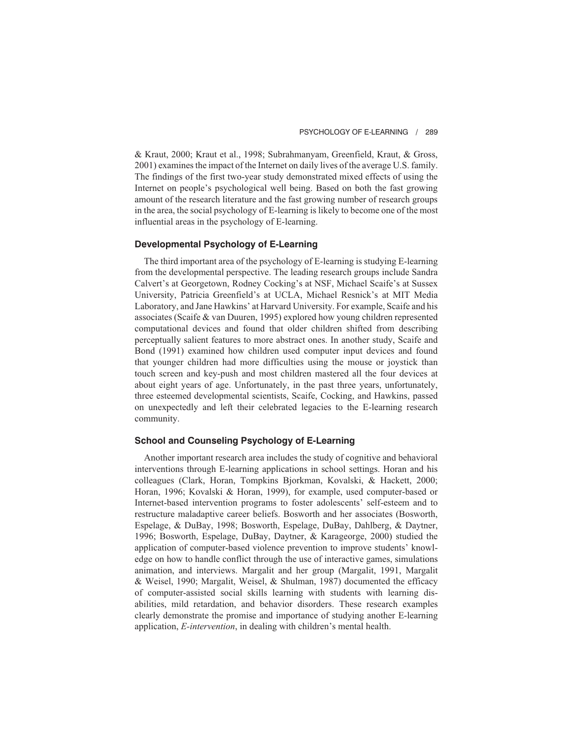& Kraut, 2000; Kraut et al., 1998; Subrahmanyam, Greenfield, Kraut, & Gross, 2001) examines the impact of the Internet on daily lives of the average U.S. family. The findings of the first two-year study demonstrated mixed effects of using the Internet on people's psychological well being. Based on both the fast growing amount of the research literature and the fast growing number of research groups in the area, the social psychology of E-learning is likely to become one of the most influential areas in the psychology of E-learning.

### Developmental Psychology of E-Learning

The third important area of the psychology of E-learning is studying E-learning from the developmental perspective. The leading research groups include Sandra Calvert's at Georgetown, Rodney Cocking's at NSF, Michael Scaife's at Sussex University, Patricia Greenfield's at UCLA, Michael Resnick's at MIT Media Laboratory, and Jane Hawkins' at Harvard University. For example, Scaife and his associates (Scaife & van Duuren, 1995) explored how young children represented computational devices and found that older children shifted from describing perceptually salient features to more abstract ones. In another study, Scaife and Bond (1991) examined how children used computer input devices and found that younger children had more difficulties using the mouse or joystick than touch screen and key-push and most children mastered all the four devices at about eight years of age. Unfortunately, in the past three years, unfortunately, three esteemed developmental scientists, Scaife, Cocking, and Hawkins, passed on unexpectedly and left their celebrated legacies to the E-learning research community.

### School and Counseling Psychology of E-Learning

Another important research area includes the study of cognitive and behavioral interventions through E-learning applications in school settings. Horan and his colleagues (Clark, Horan, Tompkins Bjorkman, Kovalski, & Hackett, 2000; Horan, 1996; Kovalski & Horan, 1999), for example, used computer-based or Internet-based intervention programs to foster adolescents' self-esteem and to restructure maladaptive career beliefs. Bosworth and her associates (Bosworth, Espelage, & DuBay, 1998; Bosworth, Espelage, DuBay, Dahlberg, & Daytner, 1996; Bosworth, Espelage, DuBay, Daytner, & Karageorge, 2000) studied the application of computer-based violence prevention to improve students' knowledge on how to handle conflict through the use of interactive games, simulations animation, and interviews. Margalit and her group (Margalit, 1991, Margalit & Weisel, 1990; Margalit, Weisel, & Shulman, 1987) documented the efficacy of computer-assisted social skills learning with students with learning disabilities, mild retardation, and behavior disorders. These research examples clearly demonstrate the promise and importance of studying another E-learning application, *E-intervention*, in dealing with children's mental health.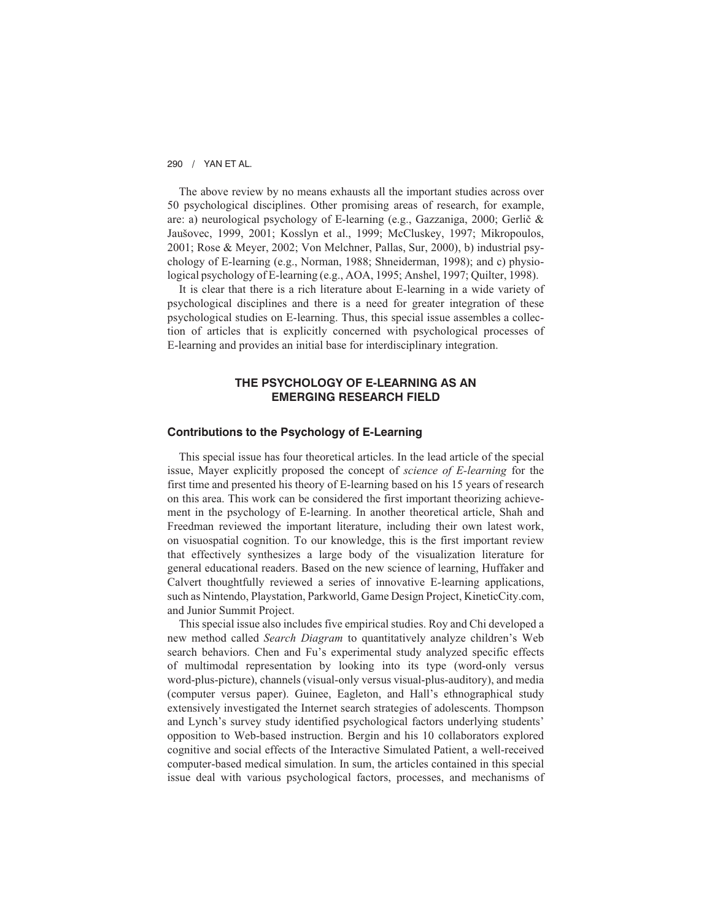The above review by no means exhausts all the important studies across over 50 psychological disciplines. Other promising areas of research, for example, are: a) neurological psychology of E-learning (e.g., Gazzaniga, 2000; Gerlič & Jaušovec, 1999, 2001; Kosslyn et al., 1999; McCluskey, 1997; Mikropoulos, 2001; Rose & Meyer, 2002; Von Melchner, Pallas, Sur, 2000), b) industrial psychology of E-learning (e.g., Norman, 1988; Shneiderman, 1998); and c) physiological psychology of E-learning (e.g., AOA, 1995; Anshel, 1997; Quilter, 1998).

It is clear that there is a rich literature about E-learning in a wide variety of psychological disciplines and there is a need for greater integration of these psychological studies on E-learning. Thus, this special issue assembles a collection of articles that is explicitly concerned with psychological processes of E-learning and provides an initial base for interdisciplinary integration.

## THE PSYCHOLOGY OF E-LEARNING AS AN EMERGING RESEARCH FIELD

### Contributions to the Psychology of E-Learning

This special issue has four theoretical articles. In the lead article of the special issue, Mayer explicitly proposed the concept of *science of E-learning* for the first time and presented his theory of E-learning based on his 15 years of research on this area. This work can be considered the first important theorizing achievement in the psychology of E-learning. In another theoretical article, Shah and Freedman reviewed the important literature, including their own latest work, on visuospatial cognition. To our knowledge, this is the first important review that effectively synthesizes a large body of the visualization literature for general educational readers. Based on the new science of learning, Huffaker and Calvert thoughtfully reviewed a series of innovative E-learning applications, such as Nintendo, Playstation, Parkworld, Game Design Project, KineticCity.com, and Junior Summit Project.

This special issue also includes five empirical studies. Roy and Chi developed a new method called *Search Diagram* to quantitatively analyze children's Web search behaviors. Chen and Fu's experimental study analyzed specific effects of multimodal representation by looking into its type (word-only versus word-plus-picture), channels (visual-only versus visual-plus-auditory), and media (computer versus paper). Guinee, Eagleton, and Hall's ethnographical study extensively investigated the Internet search strategies of adolescents. Thompson and Lynch's survey study identified psychological factors underlying students' opposition to Web-based instruction. Bergin and his 10 collaborators explored cognitive and social effects of the Interactive Simulated Patient, a well-received computer-based medical simulation. In sum, the articles contained in this special issue deal with various psychological factors, processes, and mechanisms of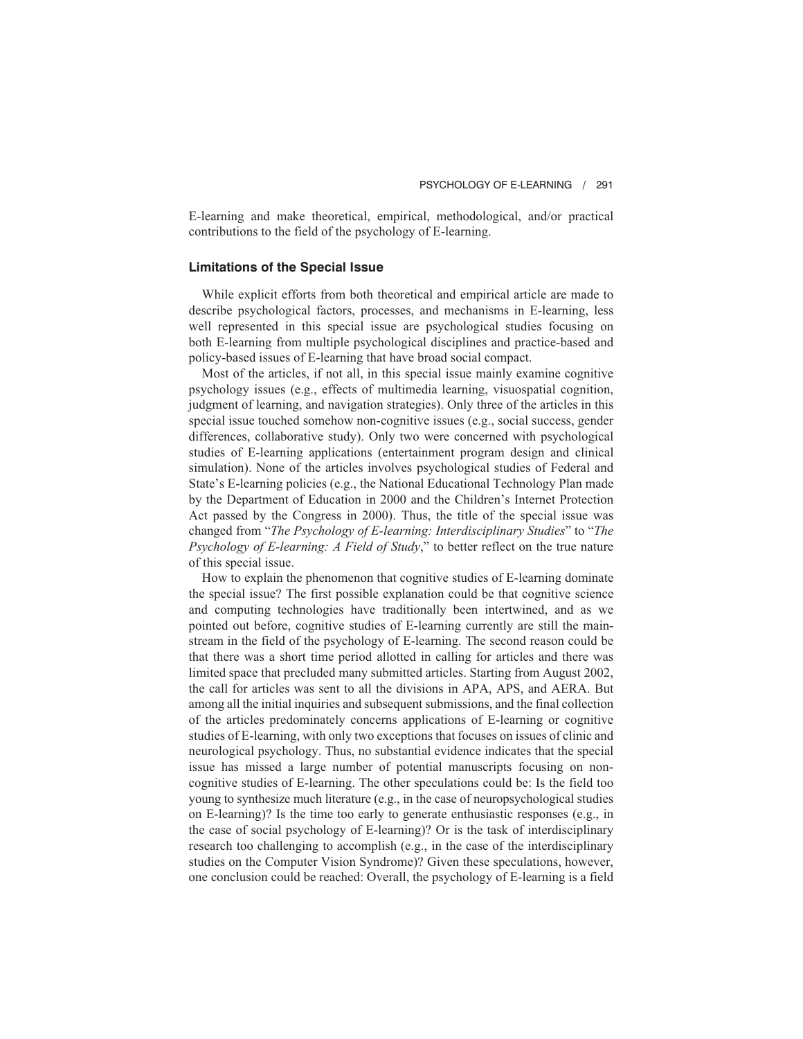E-learning and make theoretical, empirical, methodological, and/or practical contributions to the field of the psychology of E-learning.

### Limitations of the Special Issue

While explicit efforts from both theoretical and empirical article are made to describe psychological factors, processes, and mechanisms in E-learning, less well represented in this special issue are psychological studies focusing on both E-learning from multiple psychological disciplines and practice-based and policy-based issues of E-learning that have broad social compact.

Most of the articles, if not all, in this special issue mainly examine cognitive psychology issues (e.g., effects of multimedia learning, visuospatial cognition, judgment of learning, and navigation strategies). Only three of the articles in this special issue touched somehow non-cognitive issues (e.g., social success, gender differences, collaborative study). Only two were concerned with psychological studies of E-learning applications (entertainment program design and clinical simulation). None of the articles involves psychological studies of Federal and State's E-learning policies (e.g., the National Educational Technology Plan made by the Department of Education in 2000 and the Children's Internet Protection Act passed by the Congress in 2000). Thus, the title of the special issue was changed from "*The Psychology of E-learning: Interdisciplinary Studies*" to "*The Psychology of E-learning: A Field of Study*," to better reflect on the true nature of this special issue.

How to explain the phenomenon that cognitive studies of E-learning dominate the special issue? The first possible explanation could be that cognitive science and computing technologies have traditionally been intertwined, and as we pointed out before, cognitive studies of E-learning currently are still the mainstream in the field of the psychology of E-learning. The second reason could be that there was a short time period allotted in calling for articles and there was limited space that precluded many submitted articles. Starting from August 2002, the call for articles was sent to all the divisions in APA, APS, and AERA. But among all the initial inquiries and subsequent submissions, and the final collection of the articles predominately concerns applications of E-learning or cognitive studies of E-learning, with only two exceptions that focuses on issues of clinic and neurological psychology. Thus, no substantial evidence indicates that the special issue has missed a large number of potential manuscripts focusing on non-cognitive studies of E-learning. The other speculations could be: Is the field too young to synthesize much literature (e.g., in the case of neuropsychological studies on E-learning)? Is the time too early to generate enthusiastic responses (e.g., in the case of social psychology of E-learning)? Or is the task of interdisciplinary research too challenging to accomplish (e.g., in the case of the interdisciplinary studies on the Computer Vision Syndrome)? Given these speculations, however, one conclusion could be reached: Overall, the psychology of E-learning is a field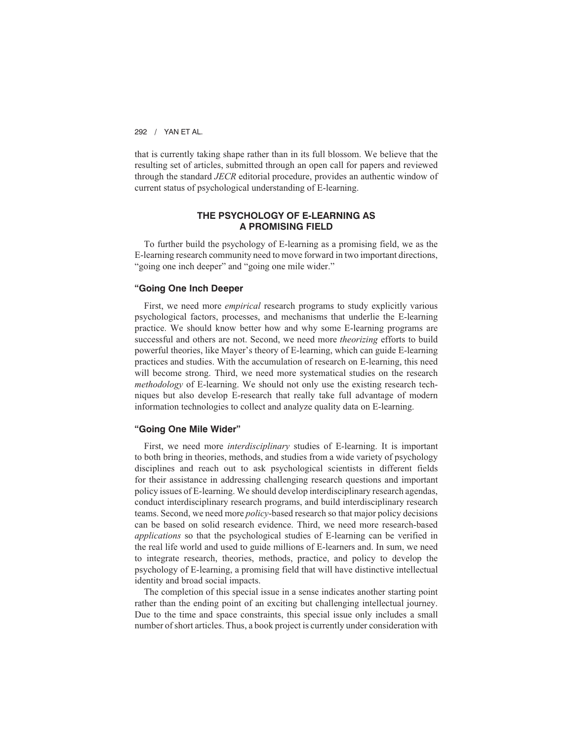that is currently taking shape rather than in its full blossom. We believe that the resulting set of articles, submitted through an open call for papers and reviewed through the standard *JECR* editorial procedure, provides an authentic window of current status of psychological understanding of E-learning.

## THE PSYCHOLOGY OF E-LEARNING AS A PROMISING FIELD

To further build the psychology of E-learning as a promising field, we as the E-learning research community need to move forward in two important directions, "going one inch deeper" and "going one mile wider."

### "Going One Inch Deeper

First, we need more *empirical* research programs to study explicitly various psychological factors, processes, and mechanisms that underlie the E-learning practice. We should know better how and why some E-learning programs are successful and others are not. Second, we need more *theorizing* efforts to build powerful theories, like Mayer's theory of E-learning, which can guide E-learning practices and studies. With the accumulation of research on E-learning, this need will become strong. Third, we need more systematical studies on the research *methodology* of E-learning. We should not only use the existing research techniques but also develop E-research that really take full advantage of modern information technologies to collect and analyze quality data on E-learning.

### "Going One Mile Wider"

First, we need more *interdisciplinary* studies of E-learning. It is important to both bring in theories, methods, and studies from a wide variety of psychology disciplines and reach out to ask psychological scientists in different fields for their assistance in addressing challenging research questions and important policy issues of E-learning. We should develop interdisciplinary research agendas, conduct interdisciplinary research programs, and build interdisciplinary research teams. Second, we need more *policy*-based research so that major policy decisions can be based on solid research evidence. Third, we need more research-based *applications* so that the psychological studies of E-learning can be verified in the real life world and used to guide millions of E-learners and. In sum, we need to integrate research, theories, methods, practice, and policy to develop the psychology of E-learning, a promising field that will have distinctive intellectual identity and broad social impacts.

The completion of this special issue in a sense indicates another starting point rather than the ending point of an exciting but challenging intellectual journey. Due to the time and space constraints, this special issue only includes a small number of short articles. Thus, a book project is currently under consideration with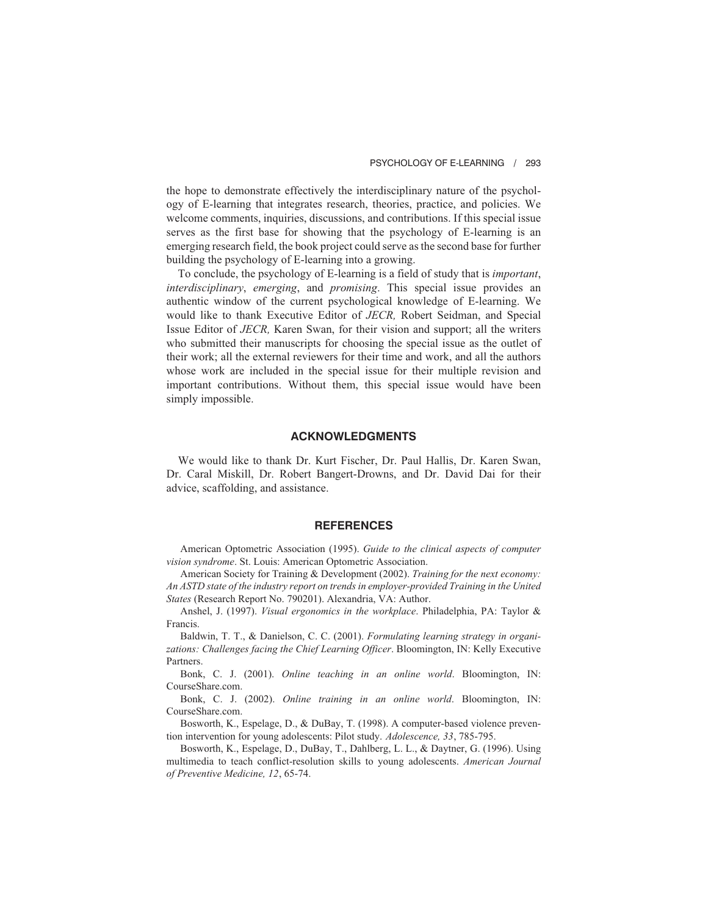the hope to demonstrate effectively the interdisciplinary nature of the psychology of E-learning that integrates research, theories, practice, and policies. We welcome comments, inquiries, discussions, and contributions. If this special issue serves as the first base for showing that the psychology of E-learning is an emerging research field, the book project could serve as the second base for further building the psychology of E-learning into a growing.

To conclude, the psychology of E-learning is a field of study that is *important*, *interdisciplinary*, *emerging*, and *promising*. This special issue provides an authentic window of the current psychological knowledge of E-learning. We would like to thank Executive Editor of *JECR,* Robert Seidman, and Special Issue Editor of *JECR,* Karen Swan, for their vision and support; all the writers who submitted their manuscripts for choosing the special issue as the outlet of their work; all the external reviewers for their time and work, and all the authors whose work are included in the special issue for their multiple revision and important contributions. Without them, this special issue would have been simply impossible.

## ACKNOWLEDGMENTS

We would like to thank Dr. Kurt Fischer, Dr. Paul Hallis, Dr. Karen Swan, Dr. Caral Miskill, Dr. Robert Bangert-Drowns, and Dr. David Dai for their advice, scaffolding, and assistance.

## REFERENCES

American Optometric Association (1995). *Guide to the clinical aspects of computer vision syndrome*. St. Louis: American Optometric Association.

American Society for Training & Development (2002). *Training for the next economy: An ASTD state of the industry report on trends in employer-provided Training in the United States* (Research Report No. 790201). Alexandria, VA: Author.

Anshel, J. (1997). *Visual ergonomics in the workplace*. Philadelphia, PA: Taylor & Francis.

Baldwin, T. T., & Danielson, C. C. (2001). *Formulating learning strategy in organizations: Challenges facing the Chief Learning Officer*. Bloomington, IN: Kelly Executive Partners.

Bonk, C. J. (2001). *Online teaching in an online world*. Bloomington, IN: CourseShare.com.

Bonk, C. J. (2002). *Online training in an online world*. Bloomington, IN: CourseShare.com.

Bosworth, K., Espelage, D., & DuBay, T. (1998). A computer-based violence prevention intervention for young adolescents: Pilot study. *Adolescence, 33*, 785-795.

Bosworth, K., Espelage, D., DuBay, T., Dahlberg, L. L., & Daytner, G. (1996). Using multimedia to teach conflict-resolution skills to young adolescents. *American Journal of Preventive Medicine, 12*, 65-74.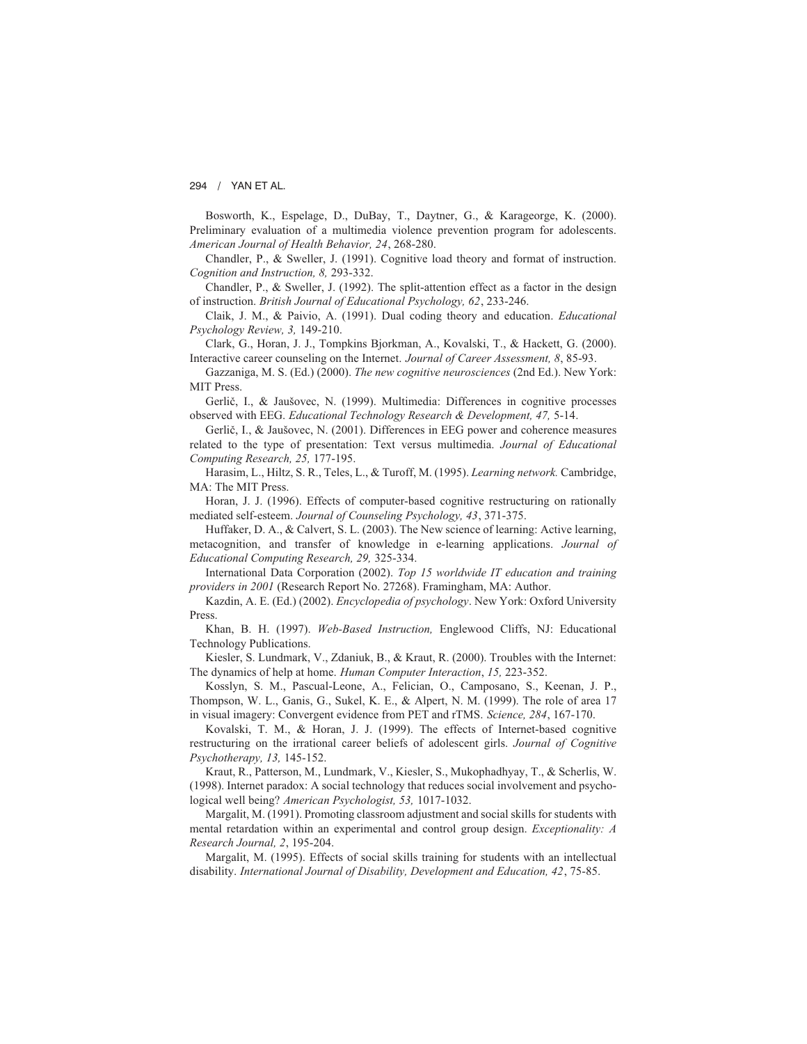Bosworth, K., Espelage, D., DuBay, T., Daytner, G., & Karageorge, K. (2000). Preliminary evaluation of a multimedia violence prevention program for adolescents. *American Journal of Health Behavior, 24*, 268-280.

Chandler, P., & Sweller, J. (1991). Cognitive load theory and format of instruction. *Cognition and Instruction, 8,* 293-332.

Chandler, P., & Sweller, J. (1992). The split-attention effect as a factor in the design of instruction. *British Journal of Educational Psychology, 62*, 233-246.

Claik, J. M., & Paivio, A. (1991). Dual coding theory and education. *Educational Psychology Review, 3,* 149-210.

Clark, G., Horan, J. J., Tompkins Bjorkman, A., Kovalski, T., & Hackett, G. (2000). Interactive career counseling on the Internet. *Journal of Career Assessment, 8*, 85-93.

Gazzaniga, M. S. (Ed.) (2000). *The new cognitive neurosciences* (2nd Ed.). New York: MIT Press.

Gerlič, I., & Jaušovec, N. (1999). Multimedia: Differences in cognitive processes observed with EEG. *Educational Technology Research & Development, 47,* 5-14.

Gerlič, I., & Jaušovec, N. (2001). Differences in EEG power and coherence measures related to the type of presentation: Text versus multimedia. *Journal of Educational Computing Research, 25,* 177-195.

Harasim, L., Hiltz, S. R., Teles, L., & Turoff, M. (1995). *Learning network.* Cambridge, MA: The MIT Press.

Horan, J. J. (1996). Effects of computer-based cognitive restructuring on rationally mediated self-esteem. *Journal of Counseling Psychology, 43*, 371-375.

Huffaker, D. A., & Calvert, S. L. (2003). The New science of learning: Active learning, metacognition, and transfer of knowledge in e-learning applications. *Journal of Educational Computing Research, 29,* 325-334.

International Data Corporation (2002). *Top 15 worldwide IT education and training providers in 2001* (Research Report No. 27268). Framingham, MA: Author.

Kazdin, A. E. (Ed.) (2002). *Encyclopedia of psychology*. New York: Oxford University Press.

Khan, B. H. (1997). *Web-Based Instruction,* Englewood Cliffs, NJ: Educational Technology Publications.

Kiesler, S. Lundmark, V., Zdaniuk, B., & Kraut, R. (2000). Troubles with the Internet: The dynamics of help at home. *Human Computer Interaction*, *15,* 223-352.

Kosslyn, S. M., Pascual-Leone, A., Felician, O., Camposano, S., Keenan, J. P., Thompson, W. L., Ganis, G., Sukel, K. E., & Alpert, N. M. (1999). The role of area 17 in visual imagery: Convergent evidence from PET and rTMS. *Science, 284*, 167-170.

Kovalski, T. M., & Horan, J. J. (1999). The effects of Internet-based cognitive restructuring on the irrational career beliefs of adolescent girls. *Journal of Cognitive Psychotherapy, 13,* 145-152.

Kraut, R., Patterson, M., Lundmark, V., Kiesler, S., Mukophadhyay, T., & Scherlis, W. (1998). Internet paradox: A social technology that reduces social involvement and psychological well being? *American Psychologist, 53,* 1017-1032.

Margalit, M. (1991). Promoting classroom adjustment and social skills for students with mental retardation within an experimental and control group design. *Exceptionality: A Research Journal, 2*, 195-204.

Margalit, M. (1995). Effects of social skills training for students with an intellectual disability. *International Journal of Disability, Development and Education, 42*, 75-85.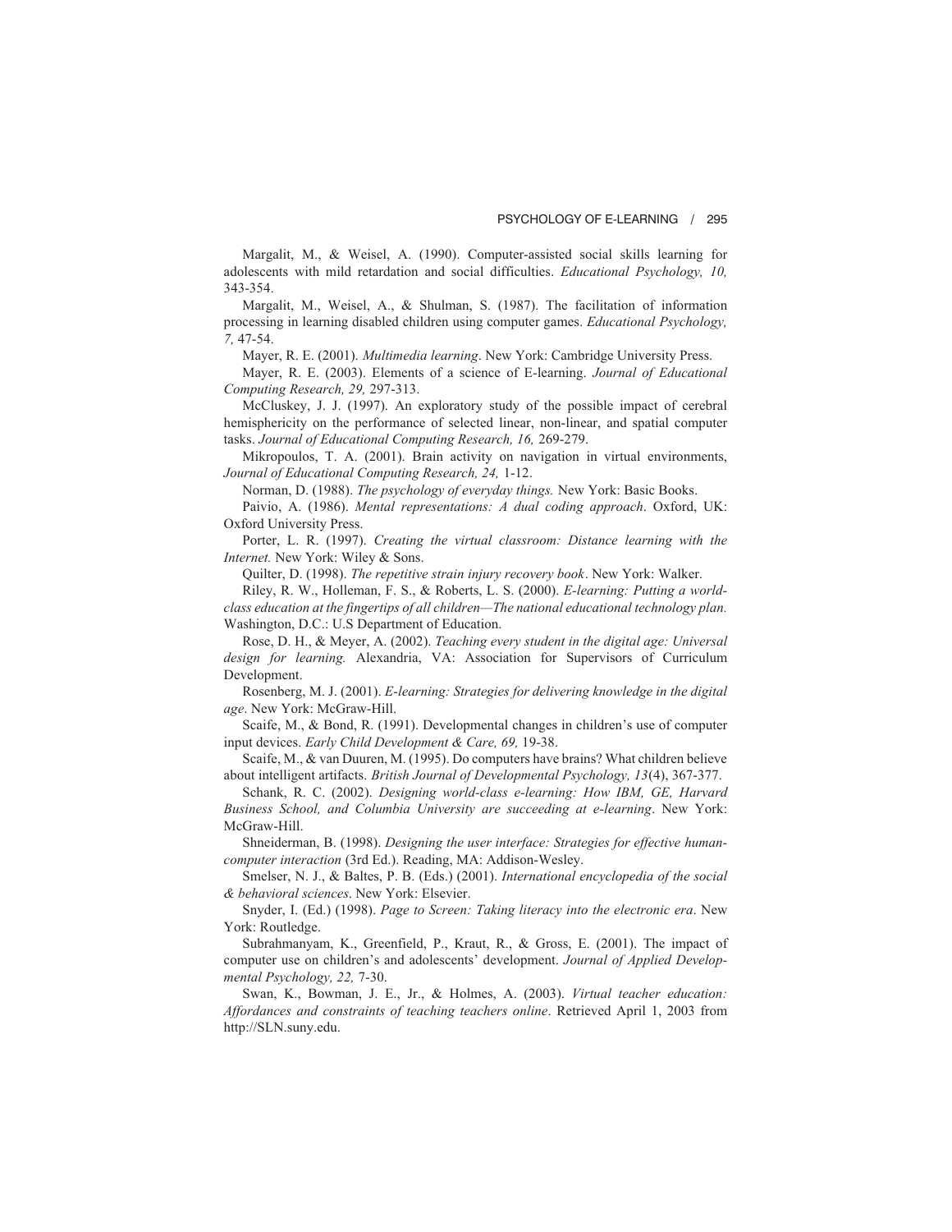Margalit, M., & Weisel, A. (1990). Computer-assisted social skills learning for adolescents with mild retardation and social difficulties. *Educational Psychology, 10,* 343-354.

Margalit, M., Weisel, A., & Shulman, S. (1987). The facilitation of information processing in learning disabled children using computer games. *Educational Psychology, 7,* 47-54.

Mayer, R. E. (2001). *Multimedia learning*. New York: Cambridge University Press.

Mayer, R. E. (2003). Elements of a science of E-learning. *Journal of Educational Computing Research, 29,* 297-313.

McCluskey, J. J. (1997). An exploratory study of the possible impact of cerebral hemisphericity on the performance of selected linear, non-linear, and spatial computer tasks. *Journal of Educational Computing Research, 16,* 269-279.

Mikropoulos, T. A. (2001). Brain activity on navigation in virtual environments, *Journal of Educational Computing Research, 24,* 1-12.

Norman, D. (1988). *The psychology of everyday things.* New York: Basic Books.

Paivio, A. (1986). *Mental representations: A dual coding approach*. Oxford, UK: Oxford University Press.

Porter, L. R. (1997). *Creating the virtual classroom: Distance learning with the Internet.* New York: Wiley & Sons.

Quilter, D. (1998). *The repetitive strain injury recovery book*. New York: Walker.

Riley, R. W., Holleman, F. S., & Roberts, L. S. (2000). *E-learning: Putting a world-class education at the fingertips of all children—The national educational technology plan.* Washington, D.C.: U.S Department of Education.

Rose, D. H., & Meyer, A. (2002). *Teaching every student in the digital age: Universal design for learning.* Alexandria, VA: Association for Supervisors of Curriculum Development.

Rosenberg, M. J. (2001). *E-learning: Strategies for delivering knowledge in the digital age*. New York: McGraw-Hill.

Scaife, M., & Bond, R. (1991). Developmental changes in children's use of computer input devices. *Early Child Development & Care, 69,* 19-38.

Scaife, M., & van Duuren, M. (1995). Do computers have brains? What children believe about intelligent artifacts. *British Journal of Developmental Psychology, 13*(4), 367-377.

Schank, R. C. (2002). *Designing world-class e-learning: How IBM, GE, Harvard Business School, and Columbia University are succeeding at e-learning*. New York: McGraw-Hill.

Shneiderman, B. (1998). *Designing the user interface: Strategies for effective human-computer interaction* (3rd Ed.). Reading, MA: Addison-Wesley.

Smelser, N. J., & Baltes, P. B. (Eds.) (2001). *International encyclopedia of the social & behavioral sciences*. New York: Elsevier.

Snyder, I. (Ed.) (1998). *Page to Screen: Taking literacy into the electronic era*. New York: Routledge.

Subrahmanyam, K., Greenfield, P., Kraut, R., & Gross, E. (2001). The impact of computer use on children's and adolescents' development. *Journal of Applied Developmental Psychology, 22,* 7-30.

Swan, K., Bowman, J. E., Jr., & Holmes, A. (2003). *Virtual teacher education: Affordances and constraints of teaching teachers online*. Retrieved April 1, 2003 from http://SLN.suny.edu.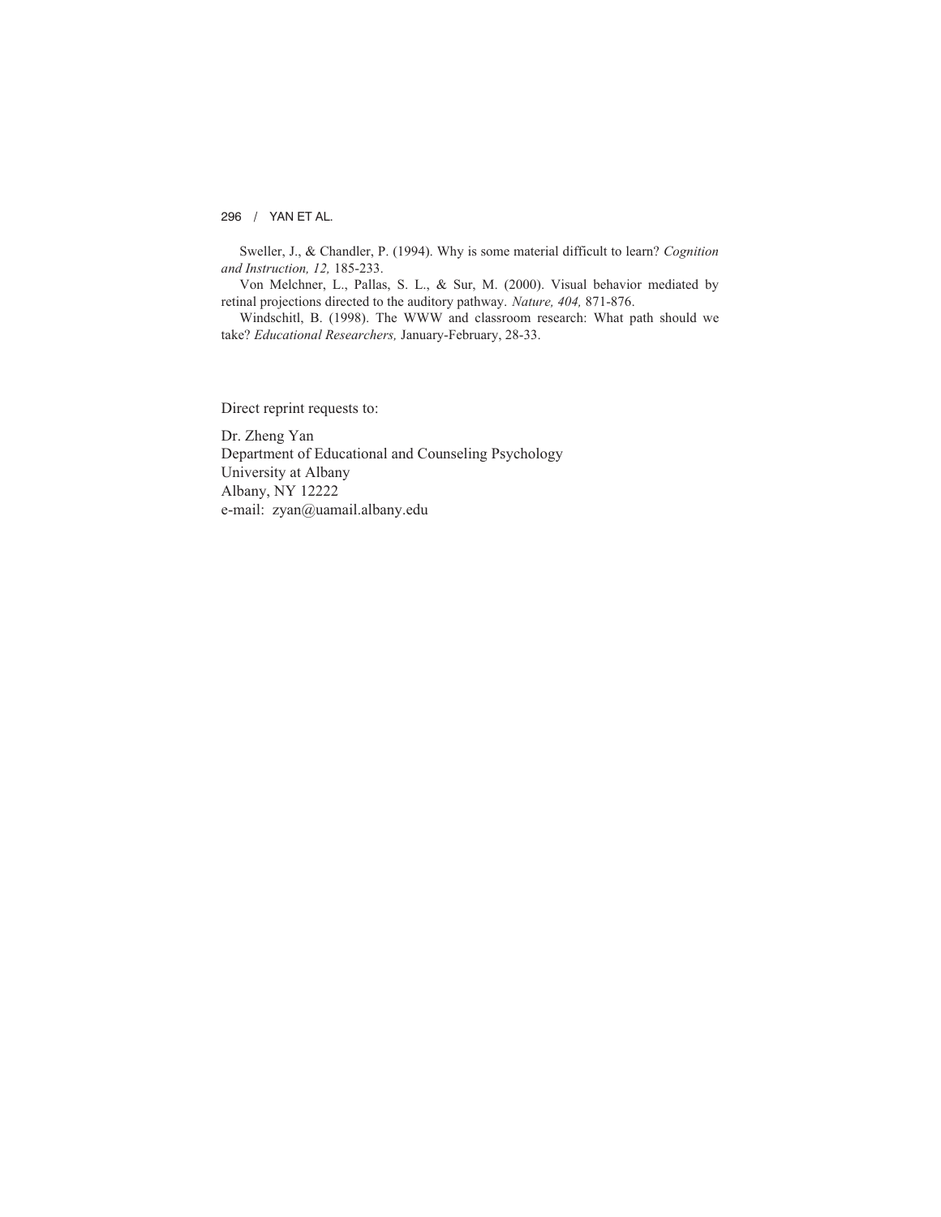Sweller, J., & Chandler, P. (1994). Why is some material difficult to learn? *Cognition and Instruction, 12,* 185-233.

Von Melchner, L., Pallas, S. L., & Sur, M. (2000). Visual behavior mediated by retinal projections directed to the auditory pathway. *Nature, 404,* 871-876.

Windschitl, B. (1998). The WWW and classroom research: What path should we take? *Educational Researchers,* January-February, 28-33.

Direct reprint requests to:

Dr. Zheng Yan
Department of Educational and Counseling Psychology
University at Albany
Albany, NY 12222
e-mail: zyan@uamail.albany.edu